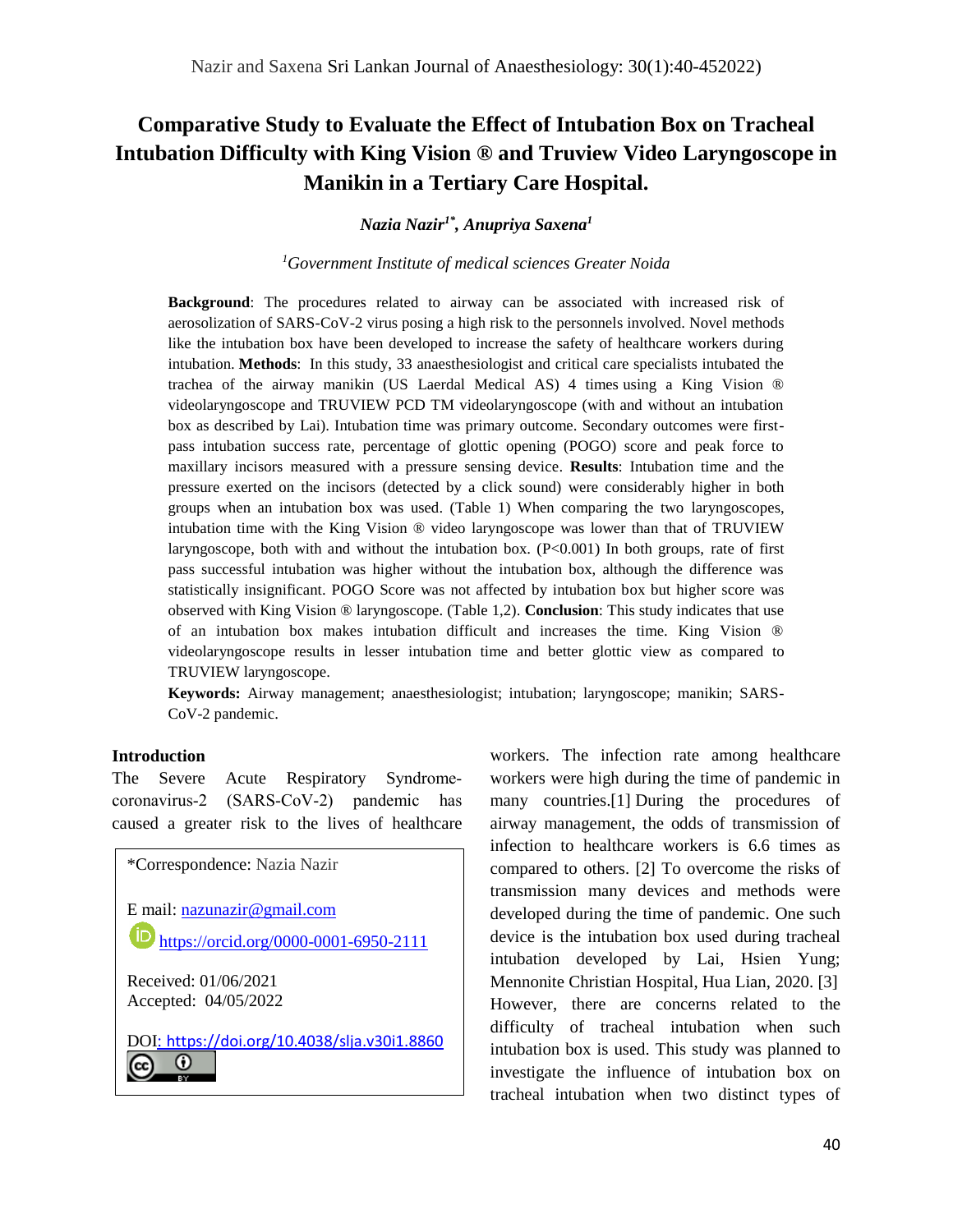# Comparative Study to Evaluate the Effect of Intubation Box on Tracheal Intubation Difficulty with King Vision ® and Truview Video Laryngoscope in Manikin in a Tertiary Care Hospital.

***Nazia Nazir[1*], Anupriya Saxena[1]***

*[1]Government Institute of medical sciences Greater Noida*

**Background**: The procedures related to airway can be associated with increased risk of aerosolization of SARS-CoV-2 virus posing a high risk to the personnels involved. Novel methods like the intubation box have been developed to increase the safety of healthcare workers during intubation. **Methods**: In this study, 33 anaesthesiologist and critical care specialists intubated the trachea of the airway manikin (US Laerdal Medical AS) 4 times using a King Vision ® videolaryngoscope and TRUVIEW PCD TM videolaryngoscope (with and without an intubation box as described by Lai). Intubation time was primary outcome. Secondary outcomes were first-pass intubation success rate, percentage of glottic opening (POGO) score and peak force to maxillary incisors measured with a pressure sensing device. **Results**: Intubation time and the pressure exerted on the incisors (detected by a click sound) were considerably higher in both groups when an intubation box was used. (Table 1) When comparing the two laryngoscopes, intubation time with the King Vision ® video laryngoscope was lower than that of TRUVIEW laryngoscope, both with and without the intubation box. (P<0.001) In both groups, rate of first pass successful intubation was higher without the intubation box, although the difference was statistically insignificant. POGO Score was not affected by intubation box but higher score was observed with King Vision ® laryngoscope. (Table 1,2). **Conclusion**: This study indicates that use of an intubation box makes intubation difficult and increases the time. King Vision ® videolaryngoscope results in lesser intubation time and better glottic view as compared to TRUVIEW laryngoscope.

**Keywords:** Airway management; anaesthesiologist; intubation; laryngoscope; manikin; SARS-CoV-2 pandemic.

*Correspondence: Nazia Nazir

E mail: nazunazir@gmail.com

https://orcid.org/0000-0001-6950-2111

Received: 01/06/2021
Accepted: 04/05/2022

DOI: https://doi.org/10.4038/slja.v30i1.8860

## Introduction

The Severe Acute Respiratory Syndrome-coronavirus-2 (SARS-CoV-2) pandemic has caused a greater risk to the lives of healthcare workers. The infection rate among healthcare workers were high during the time of pandemic in many countries.[1] During the procedures of airway management, the odds of transmission of infection to healthcare workers is 6.6 times as compared to others. [2] To overcome the risks of transmission many devices and methods were developed during the time of pandemic. One such device is the intubation box used during tracheal intubation developed by Lai, Hsien Yung; Mennonite Christian Hospital, Hua Lian, 2020. [3] However, there are concerns related to the difficulty of tracheal intubation when such intubation box is used. This study was planned to investigate the influence of intubation box on tracheal intubation when two distinct types of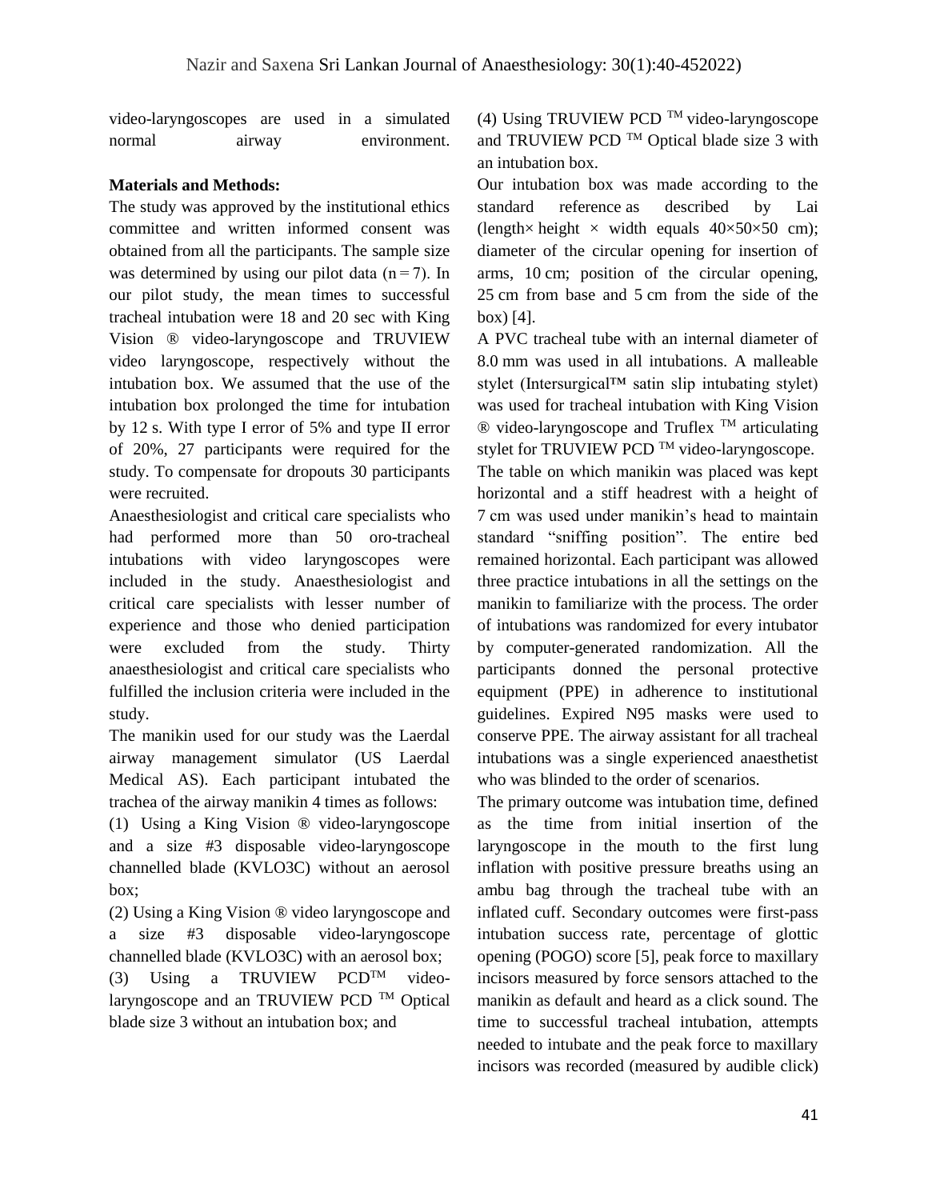video-laryngoscopes are used in a simulated normal airway environment.

**Materials and Methods:**

The study was approved by the institutional ethics committee and written informed consent was obtained from all the participants. The sample size was determined by using our pilot data (n = 7). In our pilot study, the mean times to successful tracheal intubation were 18 and 20 sec with King Vision ® video-laryngoscope and TRUVIEW video laryngoscope, respectively without the intubation box. We assumed that the use of the intubation box prolonged the time for intubation by 12 s. With type I error of 5% and type II error of 20%, 27 participants were required for the study. To compensate for dropouts 30 participants were recruited.

Anaesthesiologist and critical care specialists who had performed more than 50 oro-tracheal intubations with video laryngoscopes were included in the study. Anaesthesiologist and critical care specialists with lesser number of experience and those who denied participation were excluded from the study. Thirty anaesthesiologist and critical care specialists who fulfilled the inclusion criteria were included in the study.

The manikin used for our study was the Laerdal airway management simulator (US Laerdal Medical AS). Each participant intubated the trachea of the airway manikin 4 times as follows:

(1) Using a King Vision ® video-laryngoscope and a size #3 disposable video-laryngoscope channelled blade (KVLO3C) without an aerosol box;

(2) Using a King Vision ® video laryngoscope and a size #3 disposable video-laryngoscope channelled blade (KVLO3C) with an aerosol box;

(3) Using a TRUVIEW PCD™ video-laryngoscope and an TRUVIEW PCD ™ Optical blade size 3 without an intubation box; and

(4) Using TRUVIEW PCD ™ video-laryngoscope and TRUVIEW PCD ™ Optical blade size 3 with an intubation box.

Our intubation box was made according to the standard reference as described by Lai (length× height × width equals 40×50×50 cm); diameter of the circular opening for insertion of arms, 10 cm; position of the circular opening, 25 cm from base and 5 cm from the side of the box) [4].

A PVC tracheal tube with an internal diameter of 8.0 mm was used in all intubations. A malleable stylet (Intersurgical™ satin slip intubating stylet) was used for tracheal intubation with King Vision ® video-laryngoscope and Truflex ™ articulating stylet for TRUVIEW PCD ™ video-laryngoscope. The table on which manikin was placed was kept horizontal and a stiff headrest with a height of 7 cm was used under manikin's head to maintain standard "sniffing position". The entire bed remained horizontal. Each participant was allowed three practice intubations in all the settings on the manikin to familiarize with the process. The order of intubations was randomized for every intubator by computer-generated randomization. All the participants donned the personal protective equipment (PPE) in adherence to institutional guidelines. Expired N95 masks were used to conserve PPE. The airway assistant for all tracheal intubations was a single experienced anaesthetist who was blinded to the order of scenarios.

The primary outcome was intubation time, defined as the time from initial insertion of the laryngoscope in the mouth to the first lung inflation with positive pressure breaths using an ambu bag through the tracheal tube with an inflated cuff. Secondary outcomes were first-pass intubation success rate, percentage of glottic opening (POGO) score [5], peak force to maxillary incisors measured by force sensors attached to the manikin as default and heard as a click sound. The time to successful tracheal intubation, attempts needed to intubate and the peak force to maxillary incisors was recorded (measured by audible click)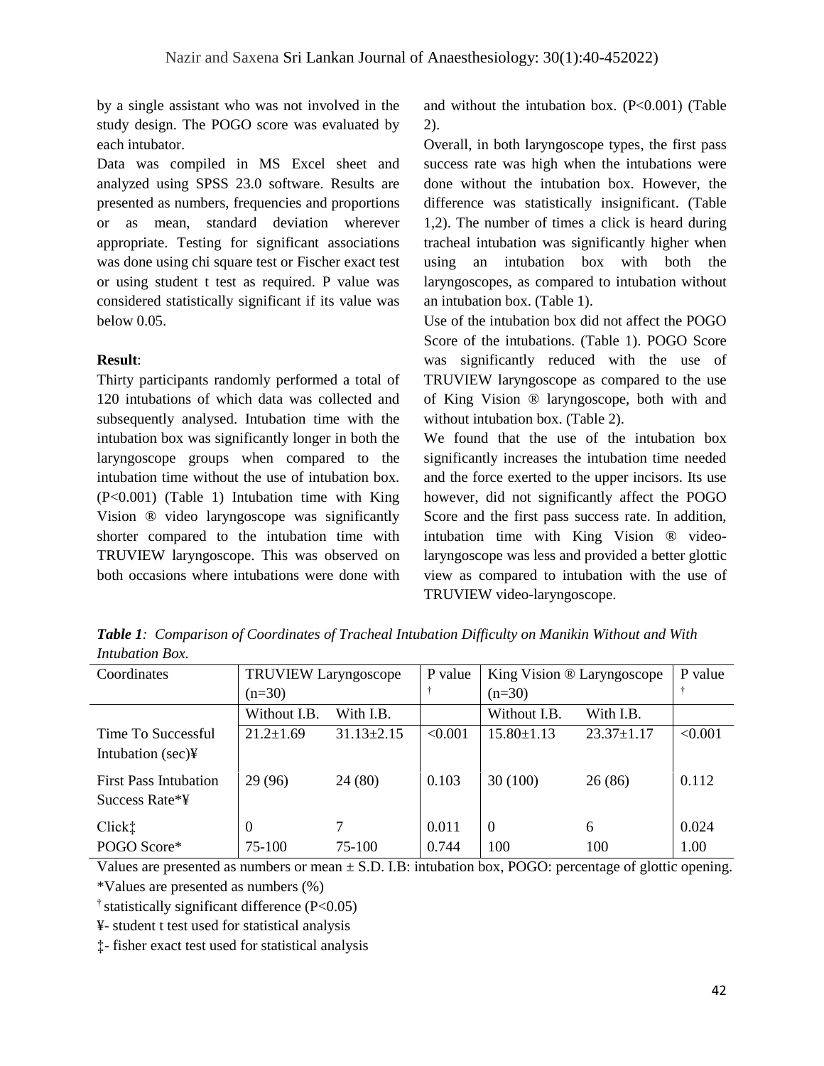by a single assistant who was not involved in the study design. The POGO score was evaluated by each intubator.

Data was compiled in MS Excel sheet and analyzed using SPSS 23.0 software. Results are presented as numbers, frequencies and proportions or as mean, standard deviation wherever appropriate. Testing for significant associations was done using chi square test or Fischer exact test or using student t test as required. P value was considered statistically significant if its value was below 0.05.

**Result**:

Thirty participants randomly performed a total of 120 intubations of which data was collected and subsequently analysed. Intubation time with the intubation box was significantly longer in both the laryngoscope groups when compared to the intubation time without the use of intubation box. (P<0.001) (Table 1) Intubation time with King Vision ® video laryngoscope was significantly shorter compared to the intubation time with TRUVIEW laryngoscope. This was observed on both occasions where intubations were done with and without the intubation box. (P<0.001) (Table 2).

Overall, in both laryngoscope types, the first pass success rate was high when the intubations were done without the intubation box. However, the difference was statistically insignificant. (Table 1,2). The number of times a click is heard during tracheal intubation was significantly higher when using an intubation box with both the laryngoscopes, as compared to intubation without an intubation box. (Table 1).

Use of the intubation box did not affect the POGO Score of the intubations. (Table 1). POGO Score was significantly reduced with the use of TRUVIEW laryngoscope as compared to the use of King Vision ® laryngoscope, both with and without intubation box. (Table 2).

We found that the use of the intubation box significantly increases the intubation time needed and the force exerted to the upper incisors. Its use however, did not significantly affect the POGO Score and the first pass success rate. In addition, intubation time with King Vision ® video-laryngoscope was less and provided a better glottic view as compared to intubation with the use of TRUVIEW video-laryngoscope.

***Table 1**: Comparison of Coordinates of Tracheal Intubation Difficulty on Manikin Without and With Intubation Box.*

| Coordinates | TRUVIEW Laryngoscope (n=30) | | P value † | King Vision ® Laryngoscope (n=30) | | P value † |
|---|---|---|---|---|---|---|
| | Without I.B. | With I.B. | | Without I.B. | With I.B. | |
| Time To Successful Intubation (sec)¥ | 21.2±1.69 | 31.13±2.15 | <0.001 | 15.80±1.13 | 23.37±1.17 | <0.001 |
| First Pass Intubation Success Rate*¥ | 29 (96) | 24 (80) | 0.103 | 30 (100) | 26 (86) | 0.112 |
| Click‡ | 0 | 7 | 0.011 | 0 | 6 | 0.024 |
| POGO Score* | 75-100 | 75-100 | 0.744 | 100 | 100 | 1.00 |

Values are presented as numbers or mean ± S.D. I.B: intubation box, POGO: percentage of glottic opening.

*Values are presented as numbers (%)

† statistically significant difference (P<0.05)

¥- student t test used for statistical analysis

‡- fisher exact test used for statistical analysis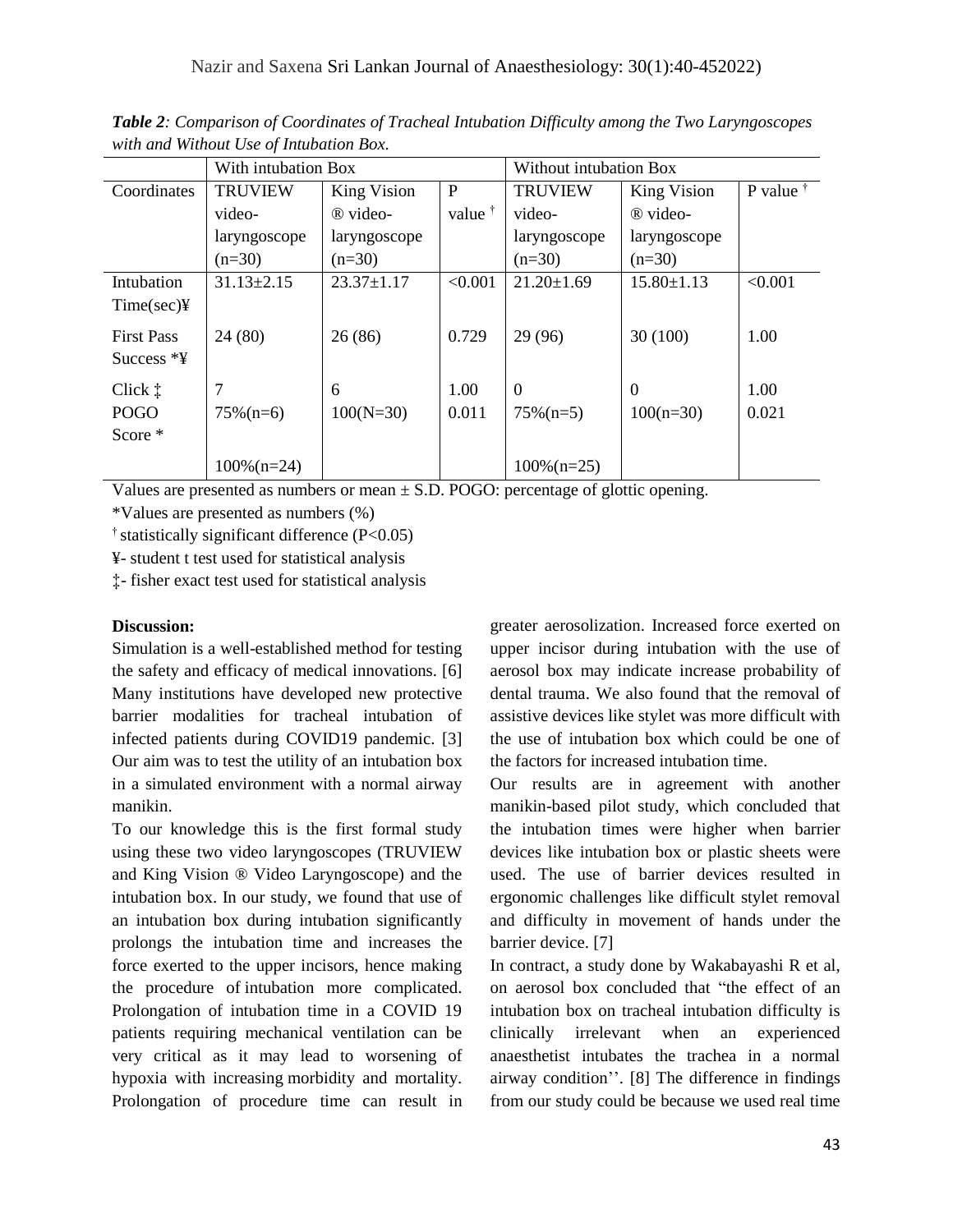***Table 2**: Comparison of Coordinates of Tracheal Intubation Difficulty among the Two Laryngoscopes with and Without Use of Intubation Box.*

| | With intubation Box | | | Without intubation Box | | |
|---|---|---|---|---|---|---|
| Coordinates | TRUVIEW video-laryngoscope (n=30) | King Vision ® video-laryngoscope (n=30) | P value † | TRUVIEW video-laryngoscope (n=30) | King Vision ® video-laryngoscope (n=30) | P value † |
| Intubation Time(sec)¥ | 31.13±2.15 | 23.37±1.17 | <0.001 | 21.20±1.69 | 15.80±1.13 | <0.001 |
| First Pass Success *¥ | 24 (80) | 26 (86) | 0.729 | 29 (96) | 30 (100) | 1.00 |
| Click ‡ | 7 | 6 | 1.00 | 0 | 0 | 1.00 |
| POGO Score * | 75%(n=6) 100%(n=24) | 100(N=30) | 0.011 | 75%(n=5) 100%(n=25) | 100(n=30) | 0.021 |

Values are presented as numbers or mean ± S.D. POGO: percentage of glottic opening.

*Values are presented as numbers (%)

† statistically significant difference ($P<0.05$)

¥- student t test used for statistical analysis

‡- fisher exact test used for statistical analysis

**Discussion:**

Simulation is a well-established method for testing the safety and efficacy of medical innovations. [6] Many institutions have developed new protective barrier modalities for tracheal intubation of infected patients during COVID19 pandemic. [3] Our aim was to test the utility of an intubation box in a simulated environment with a normal airway manikin.

To our knowledge this is the first formal study using these two video laryngoscopes (TRUVIEW and King Vision ® Video Laryngoscope) and the intubation box. In our study, we found that use of an intubation box during intubation significantly prolongs the intubation time and increases the force exerted to the upper incisors, hence making the procedure of intubation more complicated. Prolongation of intubation time in a COVID 19 patients requiring mechanical ventilation can be very critical as it may lead to worsening of hypoxia with increasing morbidity and mortality. Prolongation of procedure time can result in greater aerosolization. Increased force exerted on upper incisor during intubation with the use of aerosol box may indicate increase probability of dental trauma. We also found that the removal of assistive devices like stylet was more difficult with the use of intubation box which could be one of the factors for increased intubation time.

Our results are in agreement with another manikin-based pilot study, which concluded that the intubation times were higher when barrier devices like intubation box or plastic sheets were used. The use of barrier devices resulted in ergonomic challenges like difficult stylet removal and difficulty in movement of hands under the barrier device. [7]

In contract, a study done by Wakabayashi R et al, on aerosol box concluded that "the effect of an intubation box on tracheal intubation difficulty is clinically irrelevant when an experienced anaesthetist intubates the trachea in a normal airway condition''. [8] The difference in findings from our study could be because we used real time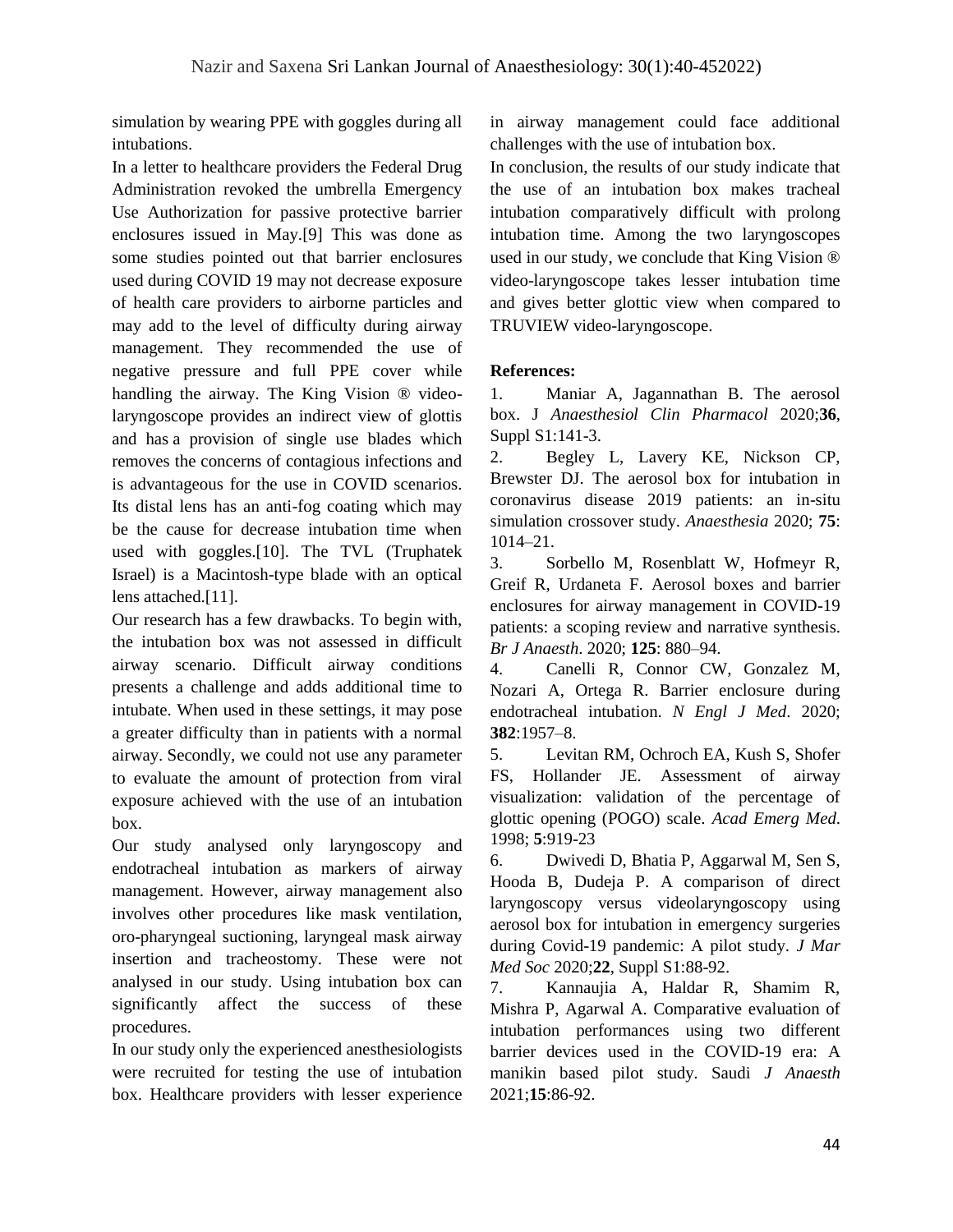simulation by wearing PPE with goggles during all intubations.

In a letter to healthcare providers the Federal Drug Administration revoked the umbrella Emergency Use Authorization for passive protective barrier enclosures issued in May.[9] This was done as some studies pointed out that barrier enclosures used during COVID 19 may not decrease exposure of health care providers to airborne particles and may add to the level of difficulty during airway management. They recommended the use of negative pressure and full PPE cover while handling the airway. The King Vision ® video-laryngoscope provides an indirect view of glottis and has a provision of single use blades which removes the concerns of contagious infections and is advantageous for the use in COVID scenarios. Its distal lens has an anti-fog coating which may be the cause for decrease intubation time when used with goggles.[10]. The TVL (Truphatek Israel) is a Macintosh-type blade with an optical lens attached.[11].

Our research has a few drawbacks. To begin with, the intubation box was not assessed in difficult airway scenario. Difficult airway conditions presents a challenge and adds additional time to intubate. When used in these settings, it may pose a greater difficulty than in patients with a normal airway. Secondly, we could not use any parameter to evaluate the amount of protection from viral exposure achieved with the use of an intubation box.

Our study analysed only laryngoscopy and endotracheal intubation as markers of airway management. However, airway management also involves other procedures like mask ventilation, oro-pharyngeal suctioning, laryngeal mask airway insertion and tracheostomy. These were not analysed in our study. Using intubation box can significantly affect the success of these procedures.

In our study only the experienced anesthesiologists were recruited for testing the use of intubation box. Healthcare providers with lesser experience in airway management could face additional challenges with the use of intubation box.

In conclusion, the results of our study indicate that the use of an intubation box makes tracheal intubation comparatively difficult with prolong intubation time. Among the two laryngoscopes used in our study, we conclude that King Vision ® video-laryngoscope takes lesser intubation time and gives better glottic view when compared to TRUVIEW video-laryngoscope.

**References:**

1. Maniar A, Jagannathan B. The aerosol box. J *Anaesthesiol Clin Pharmacol* 2020;**36**, Suppl S1:141-3.
2. Begley L, Lavery KE, Nickson CP, Brewster DJ. The aerosol box for intubation in coronavirus disease 2019 patients: an in-situ simulation crossover study. *Anaesthesia* 2020; **75**: 1014–21.
3. Sorbello M, Rosenblatt W, Hofmeyr R, Greif R, Urdaneta F. Aerosol boxes and barrier enclosures for airway management in COVID-19 patients: a scoping review and narrative synthesis. *Br J Anaesth*. 2020; **125**: 880–94.
4. Canelli R, Connor CW, Gonzalez M, Nozari A, Ortega R. Barrier enclosure during endotracheal intubation. *N Engl J Med*. 2020; **382**:1957–8.
5. Levitan RM, Ochroch EA, Kush S, Shofer FS, Hollander JE. Assessment of airway visualization: validation of the percentage of glottic opening (POGO) scale. *Acad Emerg Med*. 1998; **5**:919-23
6. Dwivedi D, Bhatia P, Aggarwal M, Sen S, Hooda B, Dudeja P. A comparison of direct laryngoscopy versus videolaryngoscopy using aerosol box for intubation in emergency surgeries during Covid-19 pandemic: A pilot study. *J Mar Med Soc* 2020;**22**, Suppl S1:88-92.
7. Kannaujia A, Haldar R, Shamim R, Mishra P, Agarwal A. Comparative evaluation of intubation performances using two different barrier devices used in the COVID-19 era: A manikin based pilot study. Saudi *J Anaesth* 2021;**15**:86-92.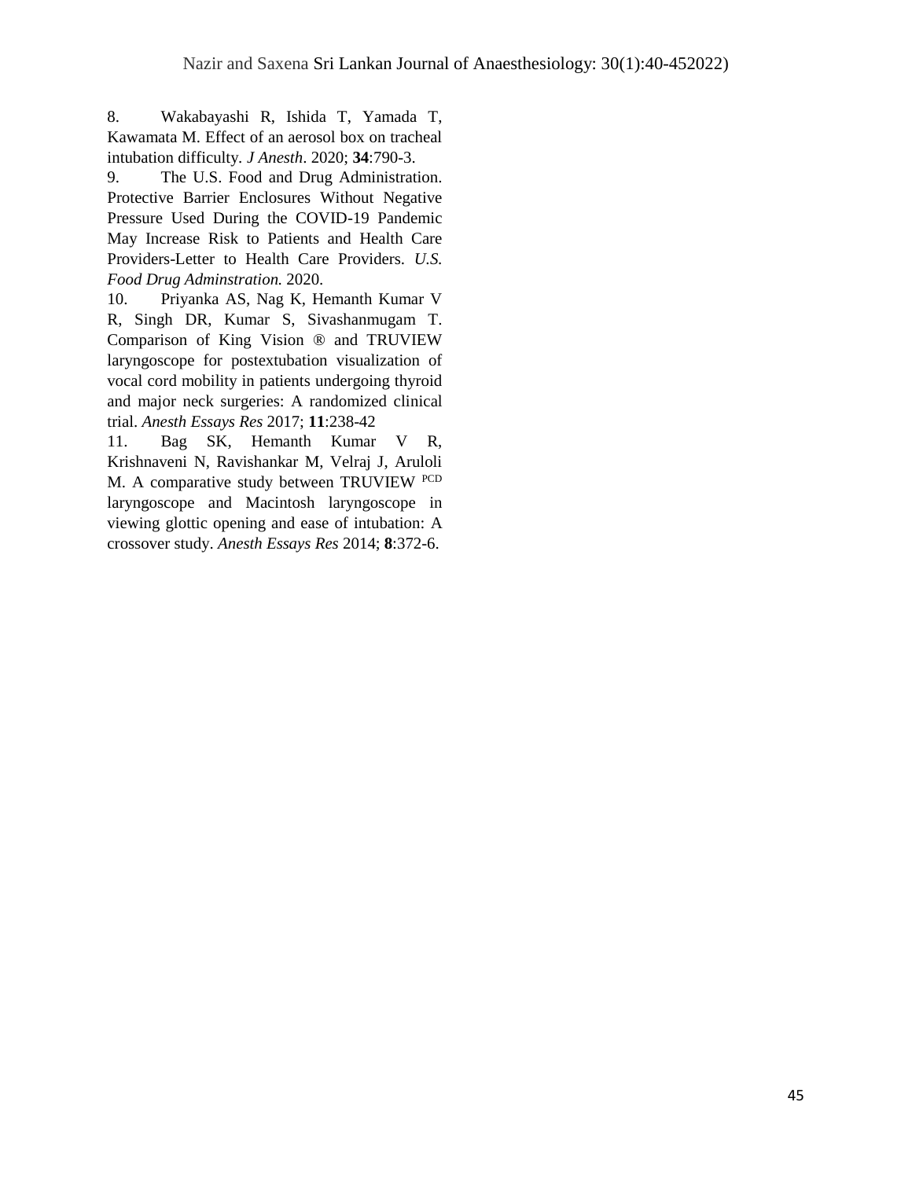8. Wakabayashi R, Ishida T, Yamada T, Kawamata M. Effect of an aerosol box on tracheal intubation difficulty. *J Anesth*. 2020; **34**:790-3.

9. The U.S. Food and Drug Administration. Protective Barrier Enclosures Without Negative Pressure Used During the COVID-19 Pandemic May Increase Risk to Patients and Health Care Providers-Letter to Health Care Providers. *U.S. Food Drug Adminstration.* 2020.

10. Priyanka AS, Nag K, Hemanth Kumar V R, Singh DR, Kumar S, Sivashanmugam T. Comparison of King Vision ® and TRUVIEW laryngoscope for postextubation visualization of vocal cord mobility in patients undergoing thyroid and major neck surgeries: A randomized clinical trial. *Anesth Essays Res* 2017; **11**:238-42

11. Bag SK, Hemanth Kumar V R, Krishnaveni N, Ravishankar M, Velraj J, Aruloli M. A comparative study between TRUVIEW PCD laryngoscope and Macintosh laryngoscope in viewing glottic opening and ease of intubation: A crossover study. *Anesth Essays Res* 2014; **8**:372-6.